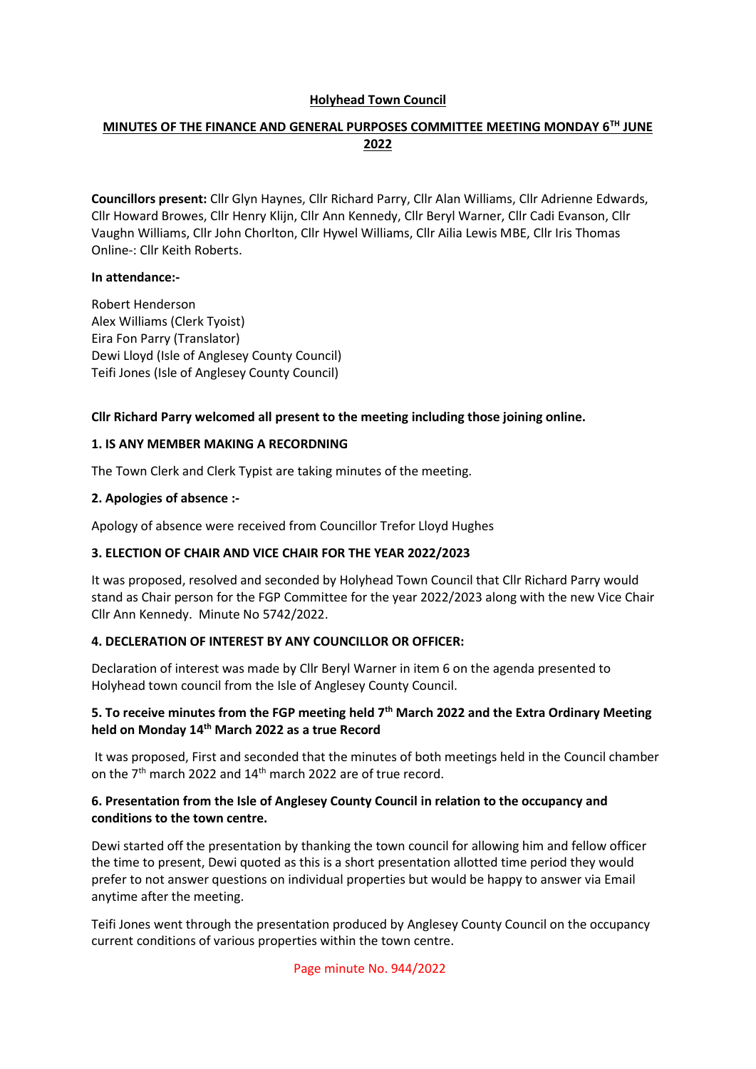**Holyhead Town Council**

**MINUTES OF THE FINANCE AND GENERAL PURPOSES COMMITTEE MEETING MONDAY 6TH JUNE 2022**

**Councillors present:** Cllr Glyn Haynes, Cllr Richard Parry, Cllr Alan Williams, Cllr Adrienne Edwards, Cllr Howard Browes, Cllr Henry Klijn, Cllr Ann Kennedy, Cllr Beryl Warner, Cllr Cadi Evanson, Cllr Vaughn Williams, Cllr John Chorlton, Cllr Hywel Williams, Cllr Ailia Lewis MBE, Cllr Iris Thomas Online-: Cllr Keith Roberts.

**In attendance:-**

Robert Henderson
Alex Williams (Clerk Tyoist)
Eira Fon Parry (Translator)
Dewi Lloyd (Isle of Anglesey County Council)
Teifi Jones (Isle of Anglesey County Council)

**Cllr Richard Parry welcomed all present to the meeting including those joining online.**

**1. IS ANY MEMBER MAKING A RECORDNING**

The Town Clerk and Clerk Typist are taking minutes of the meeting.

**2. Apologies of absence :-**

Apology of absence were received from Councillor Trefor Lloyd Hughes

**3. ELECTION OF CHAIR AND VICE CHAIR FOR THE YEAR 2022/2023**

It was proposed, resolved and seconded by Holyhead Town Council that Cllr Richard Parry would stand as Chair person for the FGP Committee for the year 2022/2023 along with the new Vice Chair Cllr Ann Kennedy. Minute No 5742/2022.

**4. DECLERATION OF INTEREST BY ANY COUNCILLOR OR OFFICER:**

Declaration of interest was made by Cllr Beryl Warner in item 6 on the agenda presented to Holyhead town council from the Isle of Anglesey County Council.

**5. To receive minutes from the FGP meeting held 7th March 2022 and the Extra Ordinary Meeting held on Monday 14th March 2022 as a true Record**

It was proposed, First and seconded that the minutes of both meetings held in the Council chamber on the 7th march 2022 and 14th march 2022 are of true record.

**6. Presentation from the Isle of Anglesey County Council in relation to the occupancy and conditions to the town centre.**

Dewi started off the presentation by thanking the town council for allowing him and fellow officer the time to present, Dewi quoted as this is a short presentation allotted time period they would prefer to not answer questions on individual properties but would be happy to answer via Email anytime after the meeting.

Teifi Jones went through the presentation produced by Anglesey County Council on the occupancy current conditions of various properties within the town centre.

Page minute No. 944/2022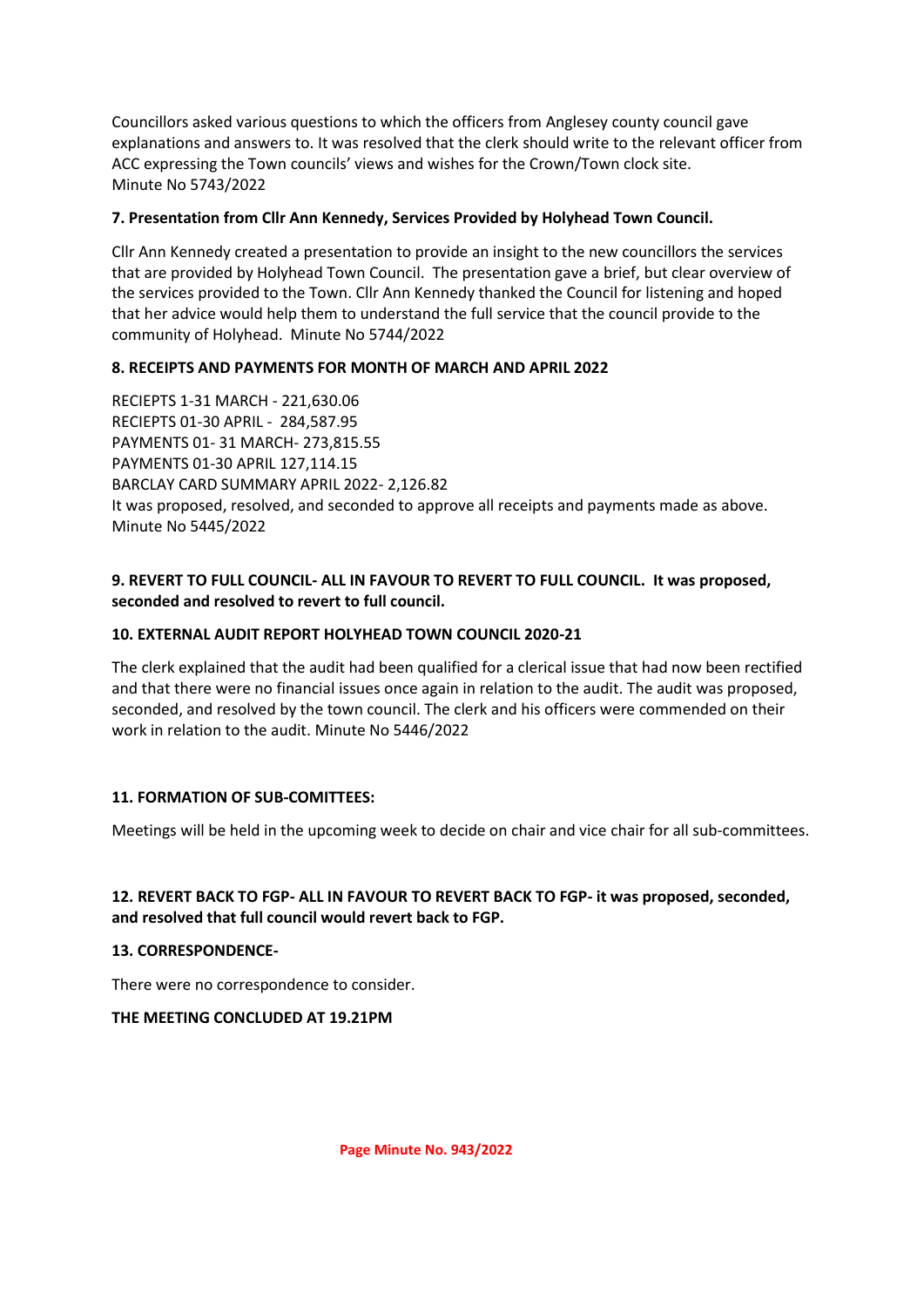Councillors asked various questions to which the officers from Anglesey county council gave explanations and answers to. It was resolved that the clerk should write to the relevant officer from ACC expressing the Town councils' views and wishes for the Crown/Town clock site.
Minute No 5743/2022

**7. Presentation from Cllr Ann Kennedy, Services Provided by Holyhead Town Council.**

Cllr Ann Kennedy created a presentation to provide an insight to the new councillors the services that are provided by Holyhead Town Council. The presentation gave a brief, but clear overview of the services provided to the Town. Cllr Ann Kennedy thanked the Council for listening and hoped that her advice would help them to understand the full service that the council provide to the community of Holyhead. Minute No 5744/2022

**8. RECEIPTS AND PAYMENTS FOR MONTH OF MARCH AND APRIL 2022**

RECIEPTS 1-31 MARCH - 221,630.06
RECIEPTS 01-30 APRIL - 284,587.95
PAYMENTS 01- 31 MARCH- 273,815.55
PAYMENTS 01-30 APRIL 127,114.15
BARCLAY CARD SUMMARY APRIL 2022- 2,126.82
It was proposed, resolved, and seconded to approve all receipts and payments made as above.
Minute No 5445/2022

**9. REVERT TO FULL COUNCIL- ALL IN FAVOUR TO REVERT TO FULL COUNCIL. It was proposed, seconded and resolved to revert to full council.**

**10. EXTERNAL AUDIT REPORT HOLYHEAD TOWN COUNCIL 2020-21**

The clerk explained that the audit had been qualified for a clerical issue that had now been rectified and that there were no financial issues once again in relation to the audit. The audit was proposed, seconded, and resolved by the town council. The clerk and his officers were commended on their work in relation to the audit. Minute No 5446/2022

**11. FORMATION OF SUB-COMITTEES:**

Meetings will be held in the upcoming week to decide on chair and vice chair for all sub-committees.

**12. REVERT BACK TO FGP- ALL IN FAVOUR TO REVERT BACK TO FGP- it was proposed, seconded, and resolved that full council would revert back to FGP.**

**13. CORRESPONDENCE-**

There were no correspondence to consider.

**THE MEETING CONCLUDED AT 19.21PM**

Page Minute No. 943/2022